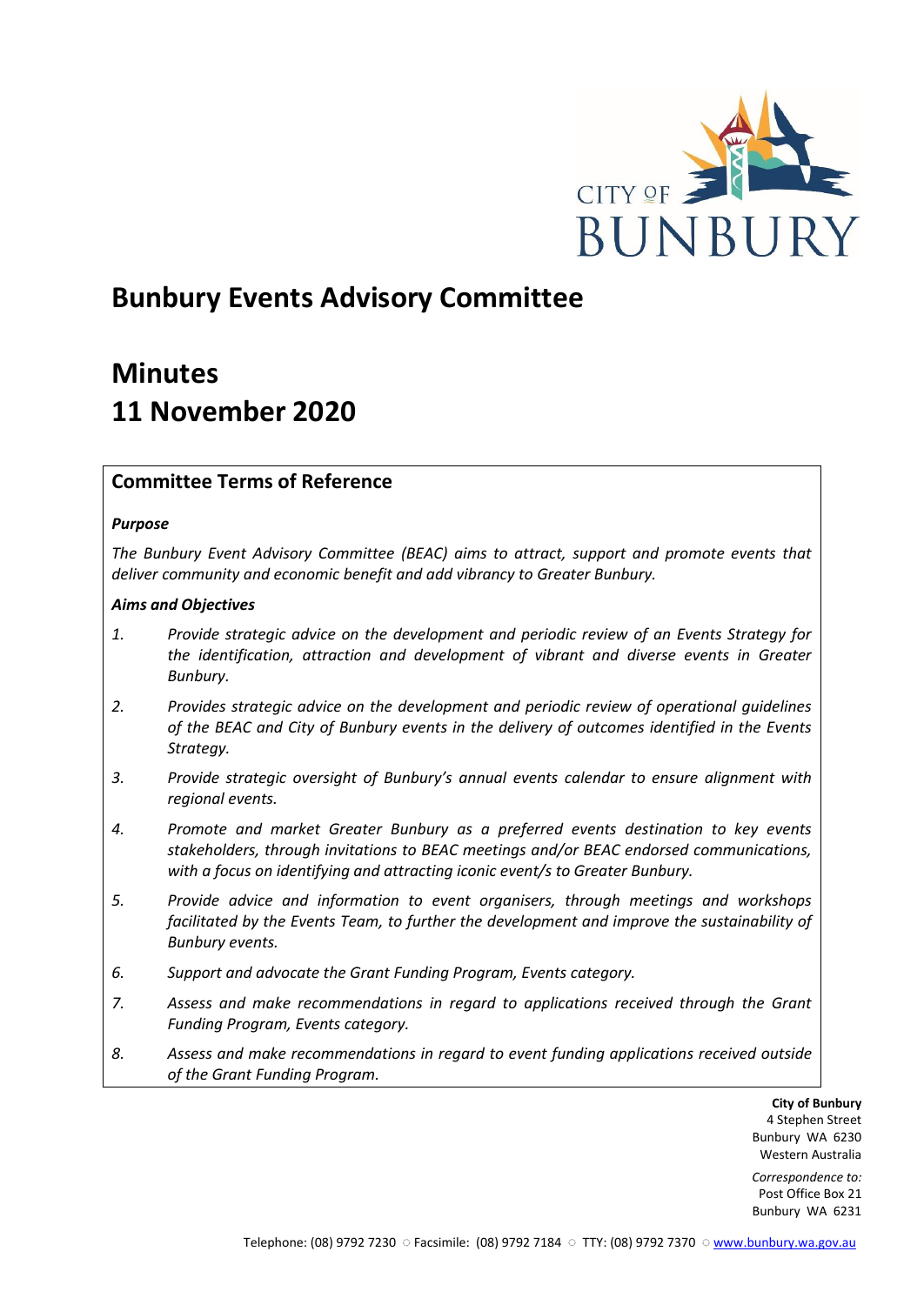CITY OF BUNBURY

# Bunbury Events Advisory Committee

# Minutes
# 11 November 2020

## Committee Terms of Reference

***Purpose***

*The Bunbury Event Advisory Committee (BEAC) aims to attract, support and promote events that deliver community and economic benefit and add vibrancy to Greater Bunbury.*

***Aims and Objectives***

1. *Provide strategic advice on the development and periodic review of an Events Strategy for the identification, attraction and development of vibrant and diverse events in Greater Bunbury.*
2. *Provides strategic advice on the development and periodic review of operational guidelines of the BEAC and City of Bunbury events in the delivery of outcomes identified in the Events Strategy.*
3. *Provide strategic oversight of Bunbury's annual events calendar to ensure alignment with regional events.*
4. *Promote and market Greater Bunbury as a preferred events destination to key events stakeholders, through invitations to BEAC meetings and/or BEAC endorsed communications, with a focus on identifying and attracting iconic event/s to Greater Bunbury.*
5. *Provide advice and information to event organisers, through meetings and workshops facilitated by the Events Team, to further the development and improve the sustainability of Bunbury events.*
6. *Support and advocate the Grant Funding Program, Events category.*
7. *Assess and make recommendations in regard to applications received through the Grant Funding Program, Events category.*
8. *Assess and make recommendations in regard to event funding applications received outside of the Grant Funding Program.*

**City of Bunbury**
4 Stephen Street
Bunbury WA 6230
Western Australia

*Correspondence to:*
Post Office Box 21
Bunbury WA 6231

Telephone: (08) 9792 7230 ○ Facsimile: (08) 9792 7184 ○ TTY: (08) 9792 7370 ○ www.bunbury.wa.gov.au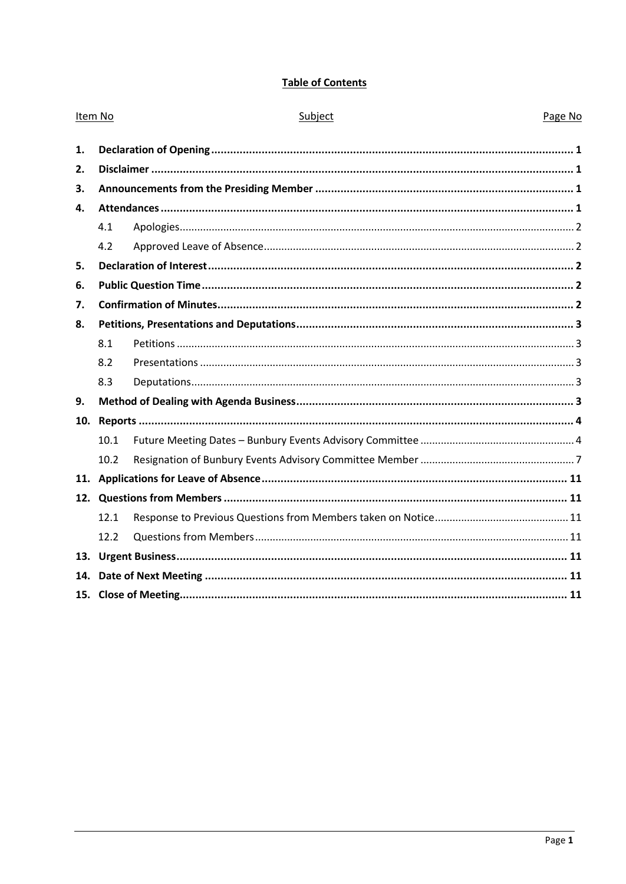**Table of Contents**

| Item No | | Subject | Page No |
|---|---|---|---|
| **1.** | | **Declaration of Opening** | **1** |
| **2.** | | **Disclaimer** | **1** |
| **3.** | | **Announcements from the Presiding Member** | **1** |
| **4.** | | **Attendances** | **1** |
| | 4.1 | Apologies | 2 |
| | 4.2 | Approved Leave of Absence | 2 |
| **5.** | | **Declaration of Interest** | **2** |
| **6.** | | **Public Question Time** | **2** |
| **7.** | | **Confirmation of Minutes** | **2** |
| **8.** | | **Petitions, Presentations and Deputations** | **3** |
| | 8.1 | Petitions | 3 |
| | 8.2 | Presentations | 3 |
| | 8.3 | Deputations | 3 |
| **9.** | | **Method of Dealing with Agenda Business** | **3** |
| **10.** | | **Reports** | **4** |
| | 10.1 | Future Meeting Dates – Bunbury Events Advisory Committee | 4 |
| | 10.2 | Resignation of Bunbury Events Advisory Committee Member | 7 |
| **11.** | | **Applications for Leave of Absence** | **11** |
| **12.** | | **Questions from Members** | **11** |
| | 12.1 | Response to Previous Questions from Members taken on Notice | 11 |
| | 12.2 | Questions from Members | 11 |
| **13.** | | **Urgent Business** | **11** |
| **14.** | | **Date of Next Meeting** | **11** |
| **15.** | | **Close of Meeting** | **11** |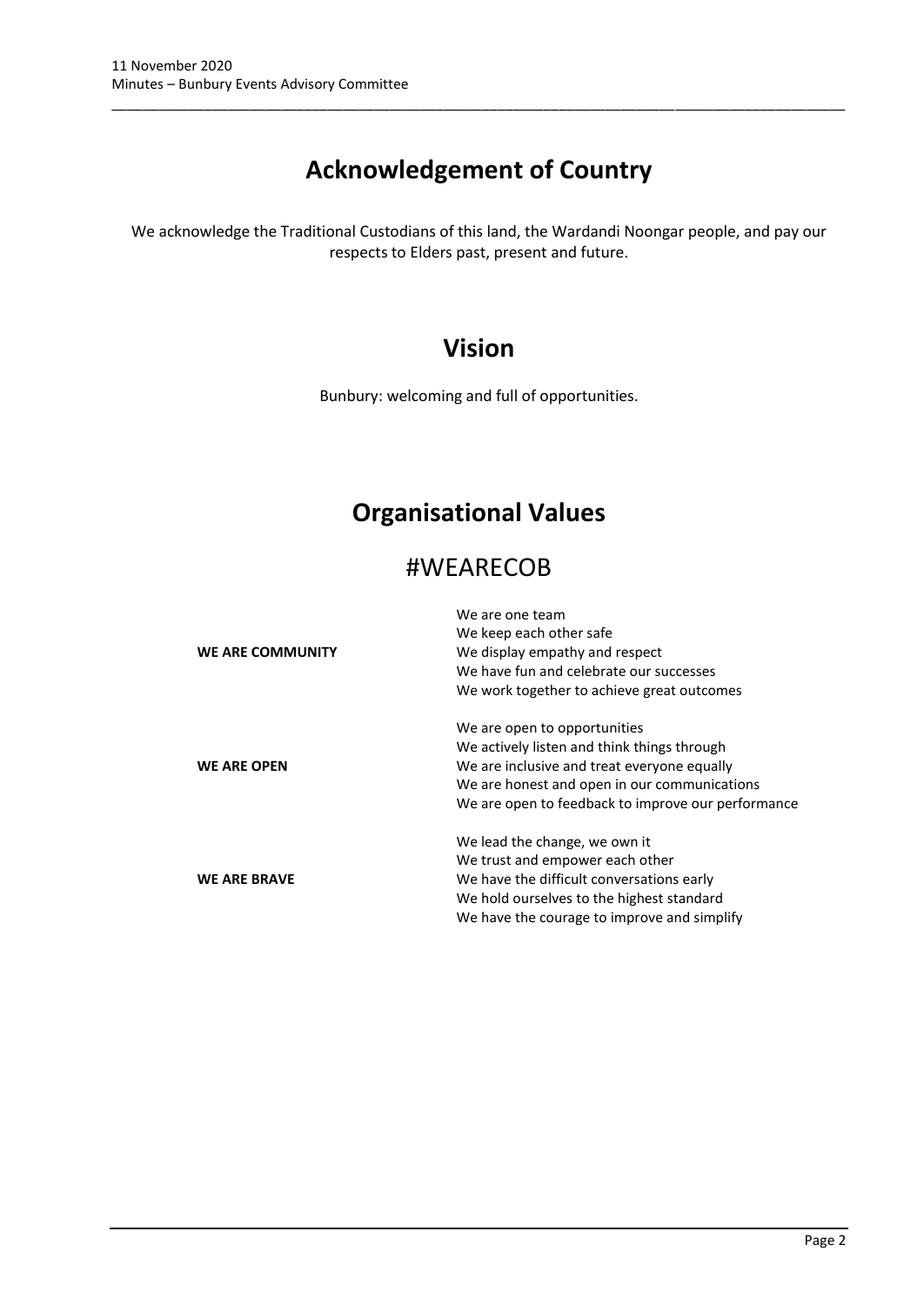# Acknowledgement of Country

We acknowledge the Traditional Custodians of this land, the Wardandi Noongar people, and pay our respects to Elders past, present and future.

# Vision

Bunbury: welcoming and full of opportunities.

# Organisational Values

## #WEARECOB

| | |
|---|---|
| **WE ARE COMMUNITY** | We are one team<br>We keep each other safe<br>We display empathy and respect<br>We have fun and celebrate our successes<br>We work together to achieve great outcomes |
| **WE ARE OPEN** | We are open to opportunities<br>We actively listen and think things through<br>We are inclusive and treat everyone equally<br>We are honest and open in our communications<br>We are open to feedback to improve our performance |
| **WE ARE BRAVE** | We lead the change, we own it<br>We trust and empower each other<br>We have the difficult conversations early<br>We hold ourselves to the highest standard<br>We have the courage to improve and simplify |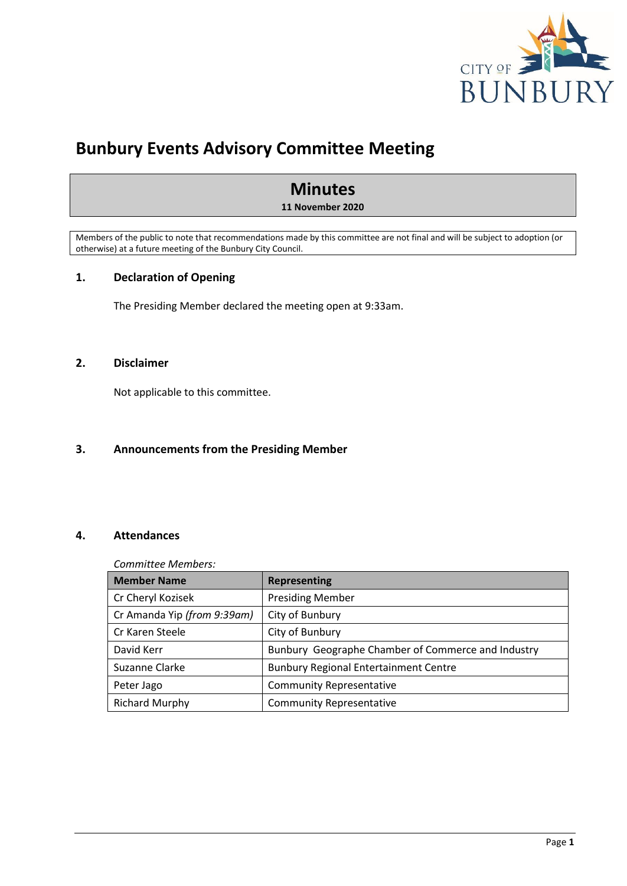# Bunbury Events Advisory Committee Meeting

## Minutes

**11 November 2020**

Members of the public to note that recommendations made by this committee are not final and will be subject to adoption (or otherwise) at a future meeting of the Bunbury City Council.

## 1. Declaration of Opening

The Presiding Member declared the meeting open at 9:33am.

## 2. Disclaimer

Not applicable to this committee.

## 3. Announcements from the Presiding Member

## 4. Attendances

*Committee Members:*

| Member Name | Representing |
|---|---|
| Cr Cheryl Kozisek | Presiding Member |
| Cr Amanda Yip *(from 9:39am)* | City of Bunbury |
| Cr Karen Steele | City of Bunbury |
| David Kerr | Bunbury Geographe Chamber of Commerce and Industry |
| Suzanne Clarke | Bunbury Regional Entertainment Centre |
| Peter Jago | Community Representative |
| Richard Murphy | Community Representative |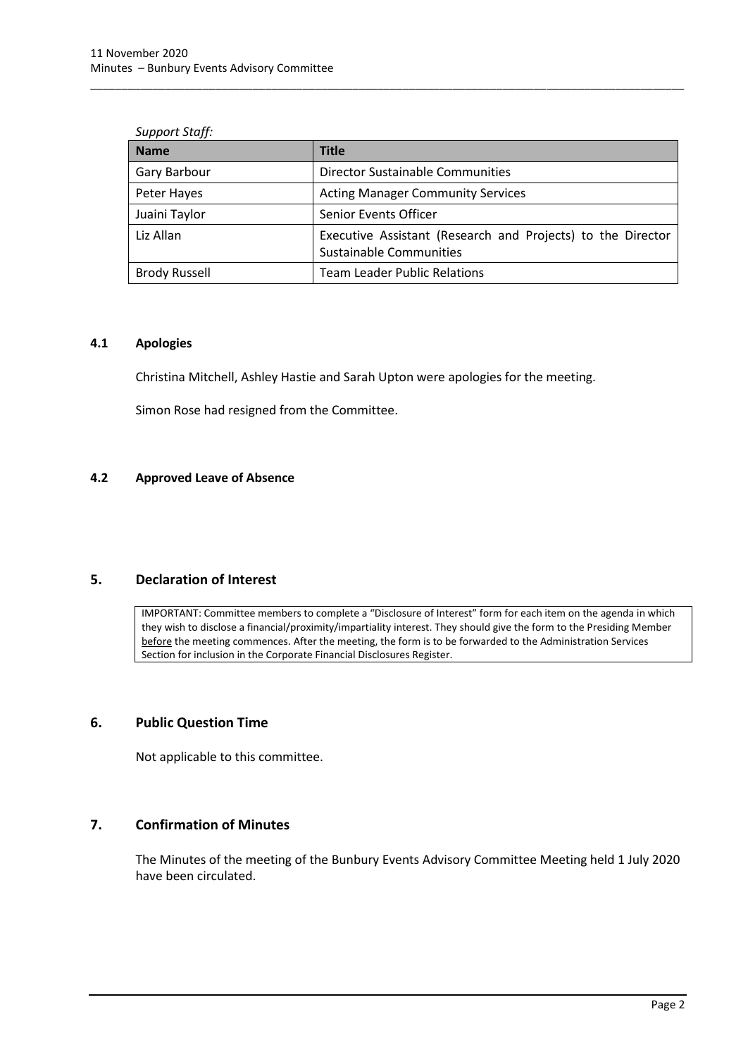*Support Staff:*

| Name | Title |
|---|---|
| Gary Barbour | Director Sustainable Communities |
| Peter Hayes | Acting Manager Community Services |
| Juaini Taylor | Senior Events Officer |
| Liz Allan | Executive Assistant (Research and Projects) to the Director Sustainable Communities |
| Brody Russell | Team Leader Public Relations |

### 4.1 Apologies

Christina Mitchell, Ashley Hastie and Sarah Upton were apologies for the meeting.

Simon Rose had resigned from the Committee.

### 4.2 Approved Leave of Absence

## 5. Declaration of Interest

IMPORTANT: Committee members to complete a "Disclosure of Interest" form for each item on the agenda in which they wish to disclose a financial/proximity/impartiality interest. They should give the form to the Presiding Member before the meeting commences. After the meeting, the form is to be forwarded to the Administration Services Section for inclusion in the Corporate Financial Disclosures Register.

## 6. Public Question Time

Not applicable to this committee.

## 7. Confirmation of Minutes

The Minutes of the meeting of the Bunbury Events Advisory Committee Meeting held 1 July 2020 have been circulated.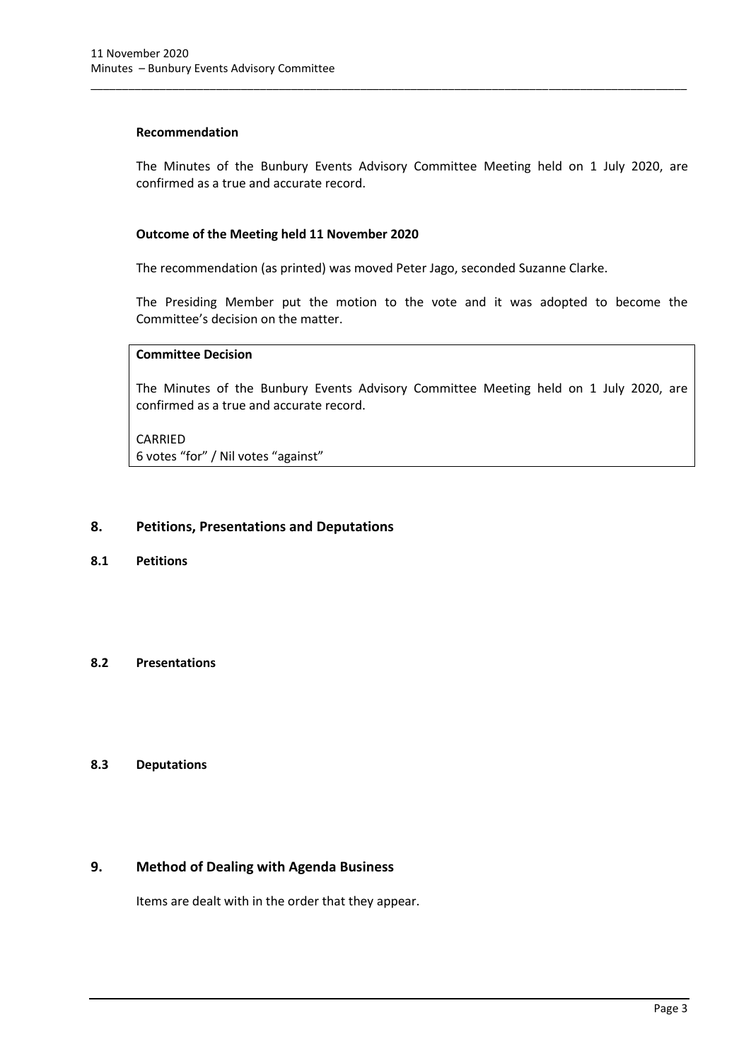**Recommendation**

The Minutes of the Bunbury Events Advisory Committee Meeting held on 1 July 2020, are confirmed as a true and accurate record.

**Outcome of the Meeting held 11 November 2020**

The recommendation (as printed) was moved Peter Jago, seconded Suzanne Clarke.

The Presiding Member put the motion to the vote and it was adopted to become the Committee's decision on the matter.

**Committee Decision**

The Minutes of the Bunbury Events Advisory Committee Meeting held on 1 July 2020, are confirmed as a true and accurate record.

CARRIED
6 votes "for" / Nil votes "against"

## 8. Petitions, Presentations and Deputations

### 8.1 Petitions

### 8.2 Presentations

### 8.3 Deputations

## 9. Method of Dealing with Agenda Business

Items are dealt with in the order that they appear.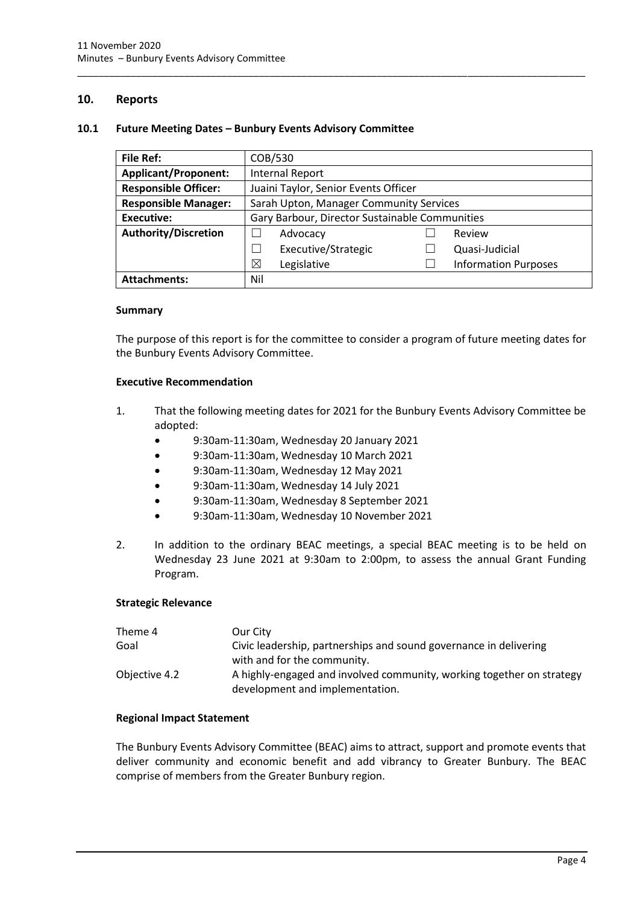## 10. Reports

### 10.1 Future Meeting Dates – Bunbury Events Advisory Committee

| **File Ref:** | COB/530 | | | |
|---|---|---|---|---|
| **Applicant/Proponent:** | Internal Report | | | |
| **Responsible Officer:** | Juaini Taylor, Senior Events Officer | | | |
| **Responsible Manager:** | Sarah Upton, Manager Community Services | | | |
| **Executive:** | Gary Barbour, Director Sustainable Communities | | | |
| **Authority/Discretion** | ☐ | Advocacy | ☐ | Review |
| | ☐ | Executive/Strategic | ☐ | Quasi-Judicial |
| | ☒ | Legislative | ☐ | Information Purposes |
| **Attachments:** | Nil | | | |

**Summary**

The purpose of this report is for the committee to consider a program of future meeting dates for the Bunbury Events Advisory Committee.

**Executive Recommendation**

1. That the following meeting dates for 2021 for the Bunbury Events Advisory Committee be adopted:
   - 9:30am-11:30am, Wednesday 20 January 2021
   - 9:30am-11:30am, Wednesday 10 March 2021
   - 9:30am-11:30am, Wednesday 12 May 2021
   - 9:30am-11:30am, Wednesday 14 July 2021
   - 9:30am-11:30am, Wednesday 8 September 2021
   - 9:30am-11:30am, Wednesday 10 November 2021

2. In addition to the ordinary BEAC meetings, a special BEAC meeting is to be held on Wednesday 23 June 2021 at 9:30am to 2:00pm, to assess the annual Grant Funding Program.

**Strategic Relevance**

| | |
|---|---|
| Theme 4 | Our City |
| Goal | Civic leadership, partnerships and sound governance in delivering with and for the community. |
| Objective 4.2 | A highly-engaged and involved community, working together on strategy development and implementation. |

**Regional Impact Statement**

The Bunbury Events Advisory Committee (BEAC) aims to attract, support and promote events that deliver community and economic benefit and add vibrancy to Greater Bunbury. The BEAC comprise of members from the Greater Bunbury region.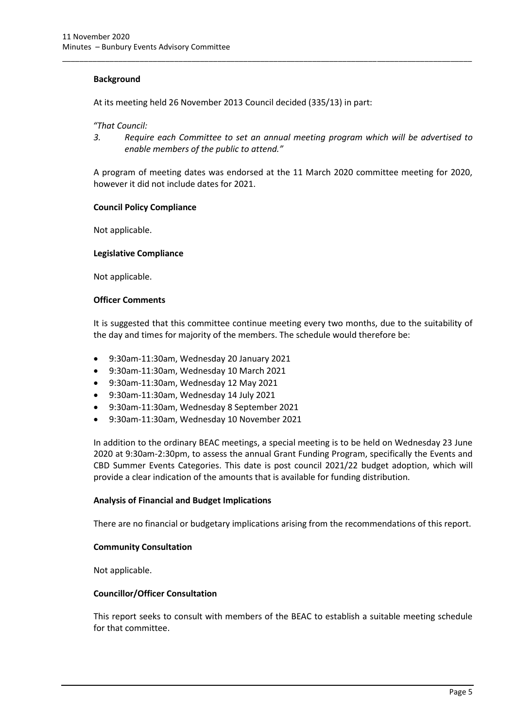**Background**

At its meeting held 26 November 2013 Council decided (335/13) in part:

*"That Council:*

*3. Require each Committee to set an annual meeting program which will be advertised to enable members of the public to attend."*

A program of meeting dates was endorsed at the 11 March 2020 committee meeting for 2020, however it did not include dates for 2021.

**Council Policy Compliance**

Not applicable.

**Legislative Compliance**

Not applicable.

**Officer Comments**

It is suggested that this committee continue meeting every two months, due to the suitability of the day and times for majority of the members. The schedule would therefore be:

- 9:30am-11:30am, Wednesday 20 January 2021
- 9:30am-11:30am, Wednesday 10 March 2021
- 9:30am-11:30am, Wednesday 12 May 2021
- 9:30am-11:30am, Wednesday 14 July 2021
- 9:30am-11:30am, Wednesday 8 September 2021
- 9:30am-11:30am, Wednesday 10 November 2021

In addition to the ordinary BEAC meetings, a special meeting is to be held on Wednesday 23 June 2020 at 9:30am-2:30pm, to assess the annual Grant Funding Program, specifically the Events and CBD Summer Events Categories. This date is post council 2021/22 budget adoption, which will provide a clear indication of the amounts that is available for funding distribution.

**Analysis of Financial and Budget Implications**

There are no financial or budgetary implications arising from the recommendations of this report.

**Community Consultation**

Not applicable.

**Councillor/Officer Consultation**

This report seeks to consult with members of the BEAC to establish a suitable meeting schedule for that committee.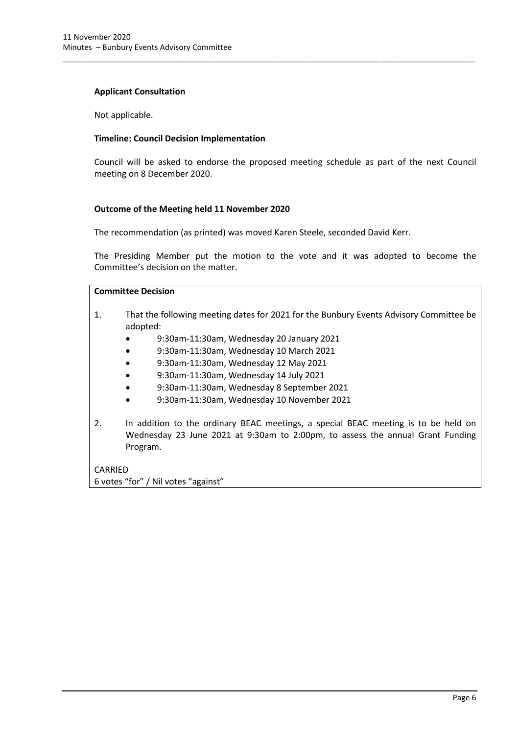**Applicant Consultation**

Not applicable.

**Timeline: Council Decision Implementation**

Council will be asked to endorse the proposed meeting schedule as part of the next Council meeting on 8 December 2020.

**Outcome of the Meeting held 11 November 2020**

The recommendation (as printed) was moved Karen Steele, seconded David Kerr.

The Presiding Member put the motion to the vote and it was adopted to become the Committee's decision on the matter.

**Committee Decision**

1. That the following meeting dates for 2021 for the Bunbury Events Advisory Committee be adopted:
   - 9:30am-11:30am, Wednesday 20 January 2021
   - 9:30am-11:30am, Wednesday 10 March 2021
   - 9:30am-11:30am, Wednesday 12 May 2021
   - 9:30am-11:30am, Wednesday 14 July 2021
   - 9:30am-11:30am, Wednesday 8 September 2021
   - 9:30am-11:30am, Wednesday 10 November 2021

2. In addition to the ordinary BEAC meetings, a special BEAC meeting is to be held on Wednesday 23 June 2021 at 9:30am to 2:00pm, to assess the annual Grant Funding Program.

CARRIED
6 votes "for" / Nil votes "against"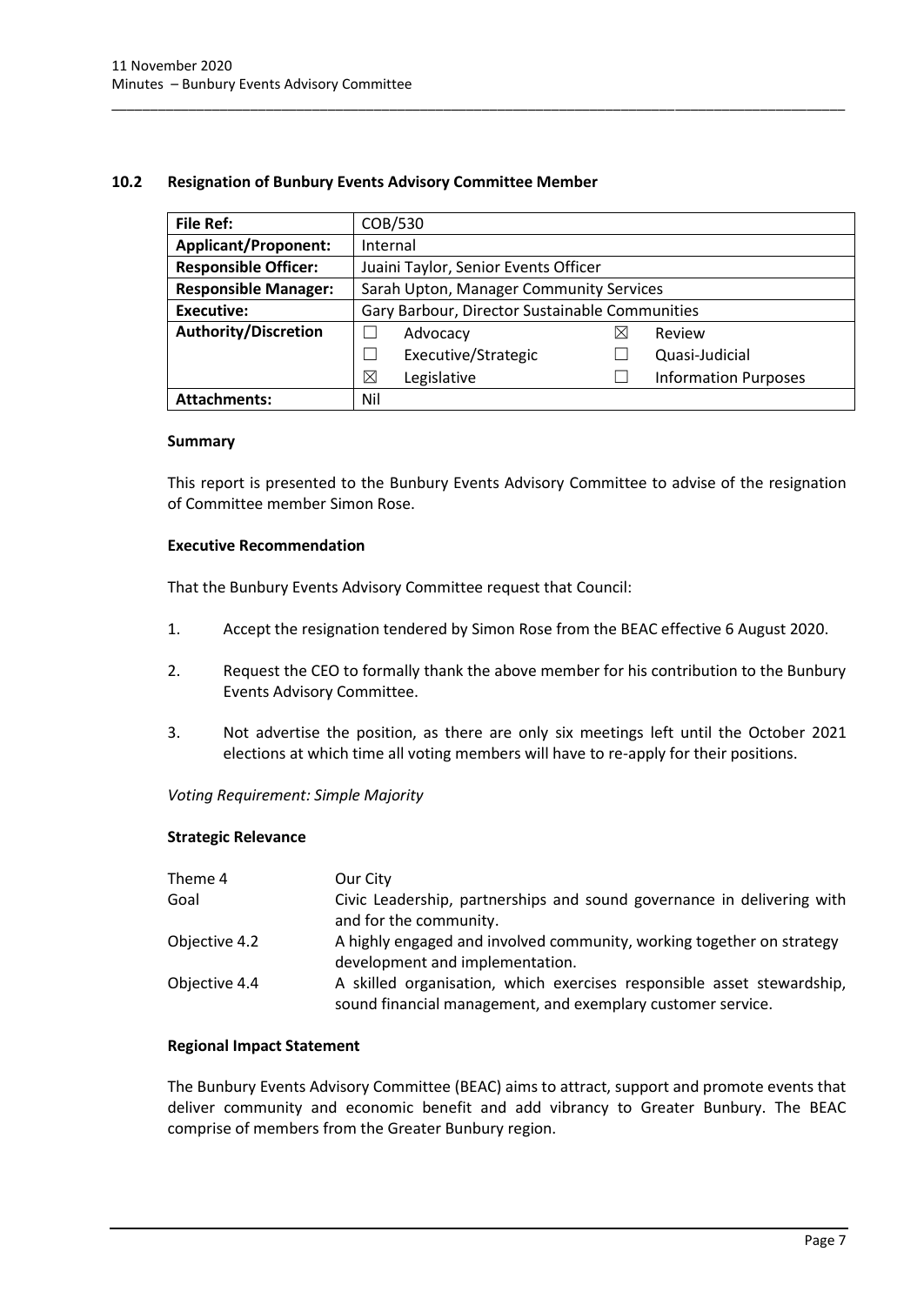## 10.2 Resignation of Bunbury Events Advisory Committee Member

| **File Ref:** | COB/530 | | |
|---|---|---|---|
| **Applicant/Proponent:** | Internal | | |
| **Responsible Officer:** | Juaini Taylor, Senior Events Officer | | |
| **Responsible Manager:** | Sarah Upton, Manager Community Services | | |
| **Executive:** | Gary Barbour, Director Sustainable Communities | | |
| **Authority/Discretion** | ☐ Advocacy | ☒ | Review |
| | ☐ Executive/Strategic | ☐ | Quasi-Judicial |
| | ☒ Legislative | ☐ | Information Purposes |
| **Attachments:** | Nil | | |

### Summary

This report is presented to the Bunbury Events Advisory Committee to advise of the resignation of Committee member Simon Rose.

### Executive Recommendation

That the Bunbury Events Advisory Committee request that Council:

1. Accept the resignation tendered by Simon Rose from the BEAC effective 6 August 2020.
2. Request the CEO to formally thank the above member for his contribution to the Bunbury Events Advisory Committee.
3. Not advertise the position, as there are only six meetings left until the October 2021 elections at which time all voting members will have to re-apply for their positions.

*Voting Requirement: Simple Majority*

### Strategic Relevance

| | |
|---|---|
| Theme 4 | Our City |
| Goal | Civic Leadership, partnerships and sound governance in delivering with and for the community. |
| Objective 4.2 | A highly engaged and involved community, working together on strategy development and implementation. |
| Objective 4.4 | A skilled organisation, which exercises responsible asset stewardship, sound financial management, and exemplary customer service. |

### Regional Impact Statement

The Bunbury Events Advisory Committee (BEAC) aims to attract, support and promote events that deliver community and economic benefit and add vibrancy to Greater Bunbury. The BEAC comprise of members from the Greater Bunbury region.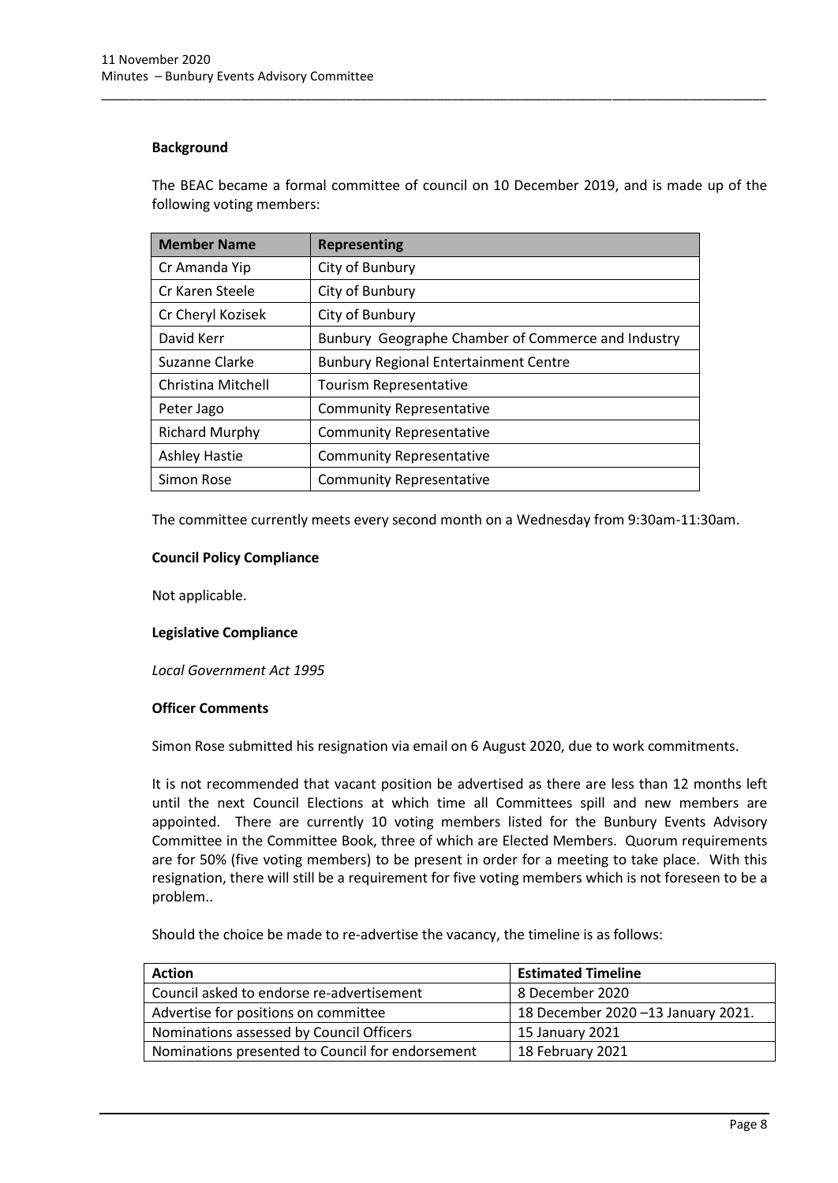**Background**

The BEAC became a formal committee of council on 10 December 2019, and is made up of the following voting members:

| Member Name | Representing |
|---|---|
| Cr Amanda Yip | City of Bunbury |
| Cr Karen Steele | City of Bunbury |
| Cr Cheryl Kozisek | City of Bunbury |
| David Kerr | Bunbury Geographe Chamber of Commerce and Industry |
| Suzanne Clarke | Bunbury Regional Entertainment Centre |
| Christina Mitchell | Tourism Representative |
| Peter Jago | Community Representative |
| Richard Murphy | Community Representative |
| Ashley Hastie | Community Representative |
| Simon Rose | Community Representative |

The committee currently meets every second month on a Wednesday from 9:30am-11:30am.

**Council Policy Compliance**

Not applicable.

**Legislative Compliance**

*Local Government Act 1995*

**Officer Comments**

Simon Rose submitted his resignation via email on 6 August 2020, due to work commitments.

It is not recommended that vacant position be advertised as there are less than 12 months left until the next Council Elections at which time all Committees spill and new members are appointed. There are currently 10 voting members listed for the Bunbury Events Advisory Committee in the Committee Book, three of which are Elected Members. Quorum requirements are for 50% (five voting members) to be present in order for a meeting to take place. With this resignation, there will still be a requirement for five voting members which is not foreseen to be a problem..

Should the choice be made to re-advertise the vacancy, the timeline is as follows:

| Action | Estimated Timeline |
|---|---|
| Council asked to endorse re-advertisement | 8 December 2020 |
| Advertise for positions on committee | 18 December 2020 –13 January 2021. |
| Nominations assessed by Council Officers | 15 January 2021 |
| Nominations presented to Council for endorsement | 18 February 2021 |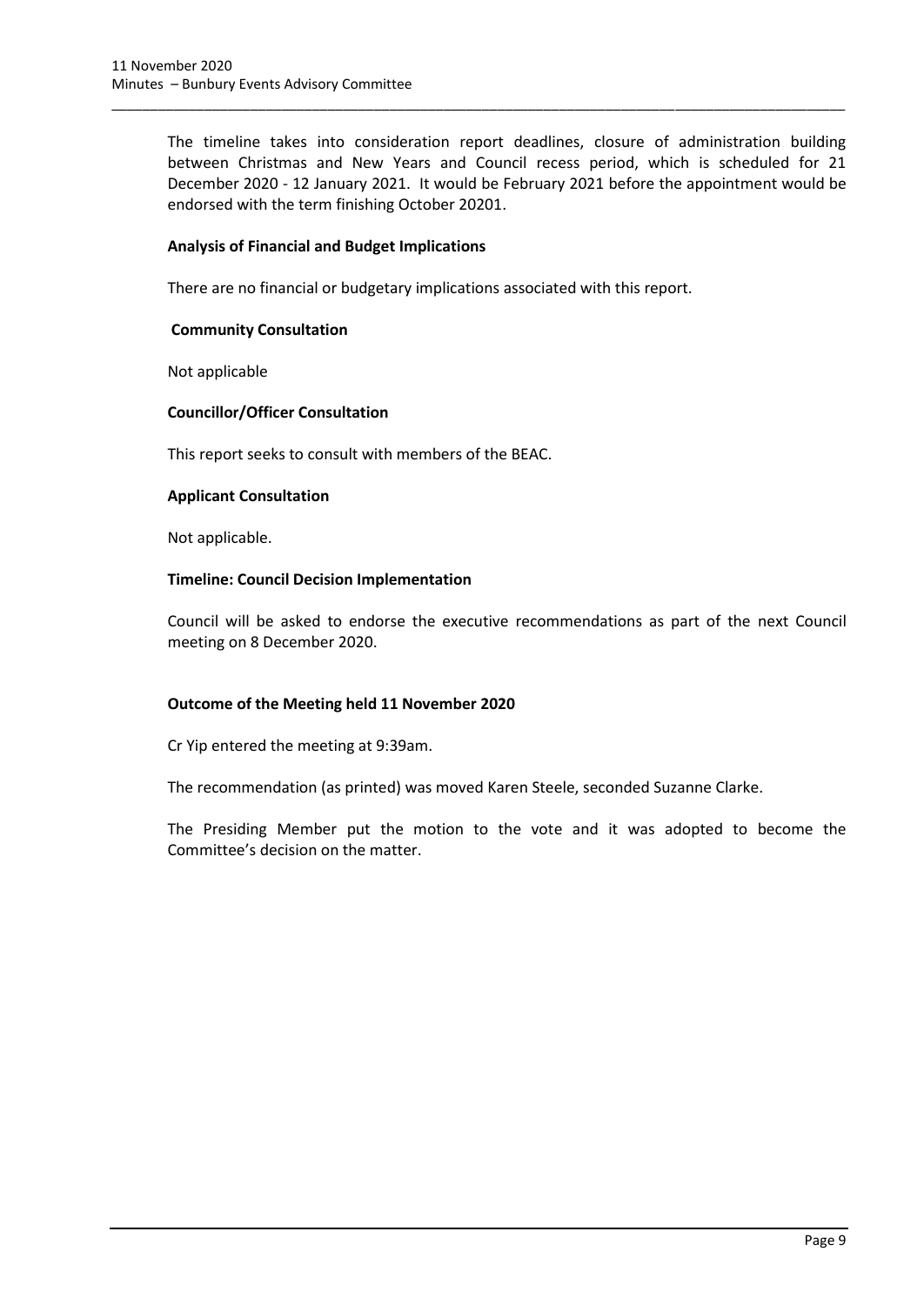The timeline takes into consideration report deadlines, closure of administration building between Christmas and New Years and Council recess period, which is scheduled for 21 December 2020 - 12 January 2021. It would be February 2021 before the appointment would be endorsed with the term finishing October 20201.

**Analysis of Financial and Budget Implications**

There are no financial or budgetary implications associated with this report.

**Community Consultation**

Not applicable

**Councillor/Officer Consultation**

This report seeks to consult with members of the BEAC.

**Applicant Consultation**

Not applicable.

**Timeline: Council Decision Implementation**

Council will be asked to endorse the executive recommendations as part of the next Council meeting on 8 December 2020.

**Outcome of the Meeting held 11 November 2020**

Cr Yip entered the meeting at 9:39am.

The recommendation (as printed) was moved Karen Steele, seconded Suzanne Clarke.

The Presiding Member put the motion to the vote and it was adopted to become the Committee's decision on the matter.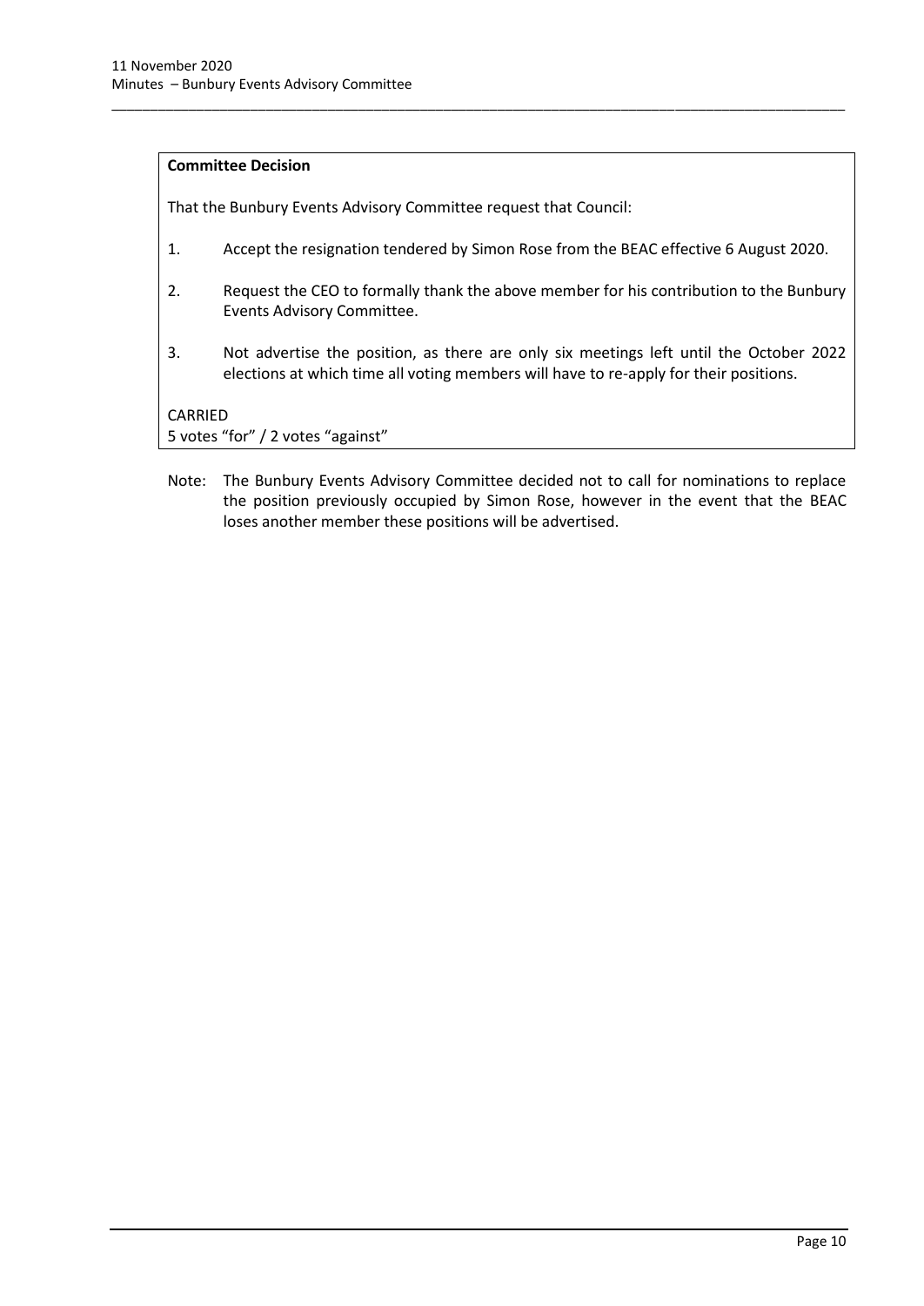**Committee Decision**

That the Bunbury Events Advisory Committee request that Council:

1. Accept the resignation tendered by Simon Rose from the BEAC effective 6 August 2020.

2. Request the CEO to formally thank the above member for his contribution to the Bunbury Events Advisory Committee.

3. Not advertise the position, as there are only six meetings left until the October 2022 elections at which time all voting members will have to re-apply for their positions.

CARRIED
5 votes "for" / 2 votes "against"

Note: The Bunbury Events Advisory Committee decided not to call for nominations to replace the position previously occupied by Simon Rose, however in the event that the BEAC loses another member these positions will be advertised.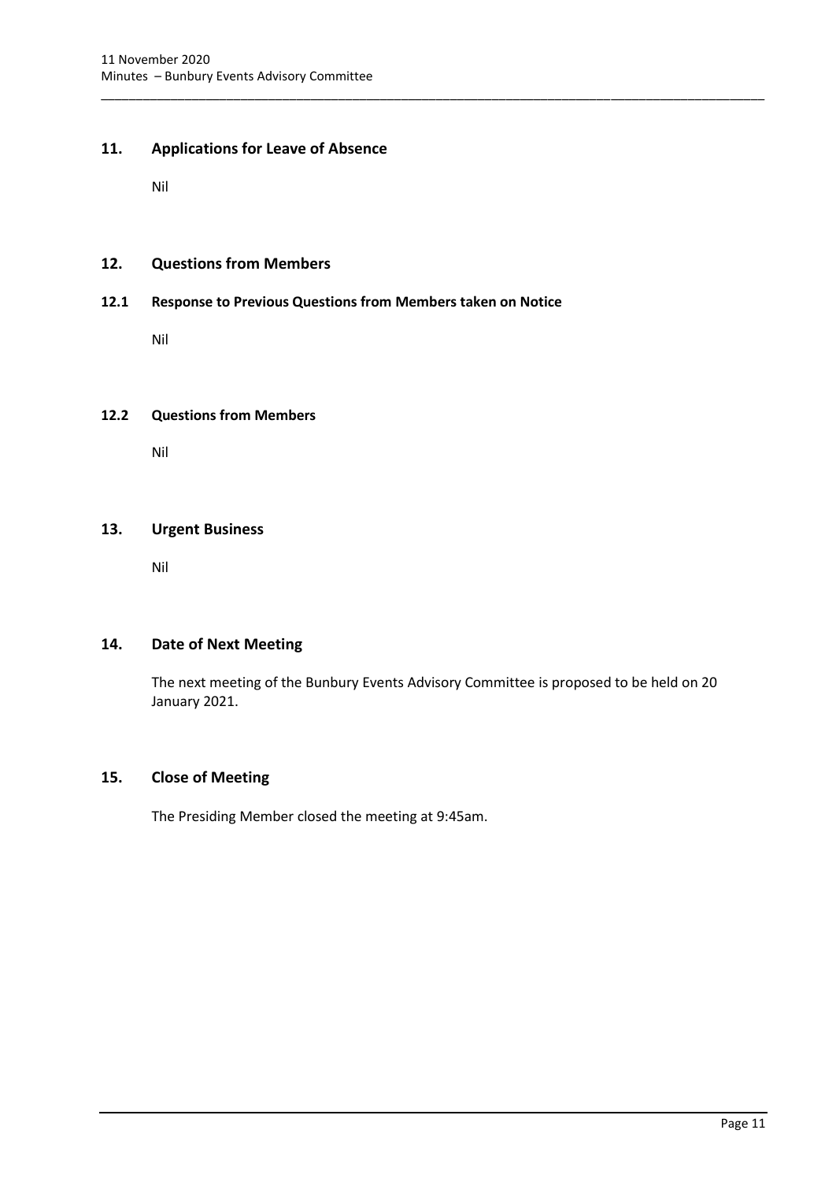## 11. Applications for Leave of Absence

Nil

## 12. Questions from Members

### 12.1 Response to Previous Questions from Members taken on Notice

Nil

### 12.2 Questions from Members

Nil

## 13. Urgent Business

Nil

## 14. Date of Next Meeting

The next meeting of the Bunbury Events Advisory Committee is proposed to be held on 20 January 2021.

## 15. Close of Meeting

The Presiding Member closed the meeting at 9:45am.